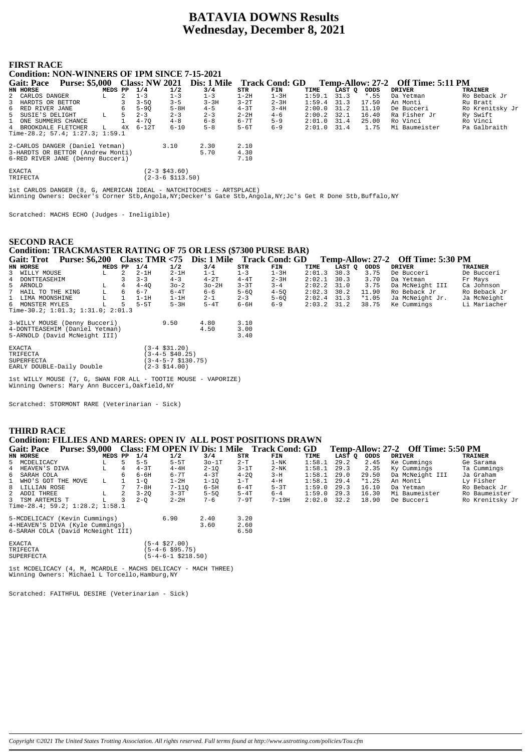# BATAVIA DOWNS Results
## Wednesday, December 8, 2021

## FIRST RACE

**Condition: NON-WINNERS OF 1PM SINCE 7-15-2021**

**Gait: Pace Purse: $5,000 Class: NW 2021 Dis: 1 Mile Track Cond: GD Temp-Allow: 27-2 Off Time: 5:11 PM**

| HN | HORSE | MEDS | PP | 1/4 | 1/2 | 3/4 | STR | FIN | TIME | LAST Q | ODDS | DRIVER | TRAINER |
|---|---|---|---|---|---|---|---|---|---|---|---|---|---|
| 2 | CARLOS DANGER | L | 2 | 1-3 | 1-3 | 1-3 | 1-2H | 1-3H | 1:59.1 | 31.3 | *.55 | Da Yetman | Ro Beback Jr |
| 3 | HARDTS OR BETTOR | | 3 | 3-5Q | 3-5 | 3-3H | 3-2T | 2-3H | 1:59.4 | 31.3 | 17.50 | An Monti | Ru Bratt |
| 6 | RED RIVER JANE | | 6 | 5-9Q | 5-8H | 4-5 | 4-3T | 3-4H | 2:00.0 | 31.2 | 11.10 | De Bucceri | Ro Krenitsky Jr |
| 5 | SUSIE'S DELIGHT | L | 5 | 2-3 | 2-3 | 2-3 | 2-2H | 4-6 | 2:00.2 | 32.1 | 16.40 | Ra Fisher Jr | Ry Swift |
| 1 | ONE SUMMERS CHANCE | | 1 | 4-7Q | 4-8 | 6-8 | 6-7T | 5-9 | 2:01.0 | 31.4 | 25.00 | Ro Vinci | Ro Vinci |
| 4 | BROOKDALE FLETCHER | L | 4X | 6-12T | 6-10 | 5-8 | 5-6T | 6-9 | 2:01.0 | 31.4 | 1.75 | Mi Baumeister | Pa Galbraith |

Time-28.2; 57.4; 1:27.3; 1:59.1

| | Win | Place | Show |
|---|---|---|---|
| 2-CARLOS DANGER (Daniel Yetman) | 3.10 | 2.30 | 2.10 |
| 3-HARDTS OR BETTOR (Andrew Monti) | | 5.70 | 4.30 |
| 6-RED RIVER JANE (Denny Bucceri) | | | 7.10 |

EXACTA (2-3 $43.60)
TRIFECTA (2-3-6 $113.50)

1st CARLOS DANGER (8, G, AMERICAN IDEAL - NATCHITOCHES - ARTSPLACE)
Winning Owners: Decker's Corner Stb,Angola,NY;Decker's Gate Stb,Angola,NY;Jc's Get R Done Stb,Buffalo,NY

Scratched: MACHS ECHO (Judges - Ineligible)

## SECOND RACE

**Condition: TRACKMASTER RATING OF 75 OR LESS ($7300 PURSE BAR)**

**Gait: Trot Purse: $6,200 Class: TMR <75 Dis: 1 Mile Track Cond: GD Temp-Allow: 27-2 Off Time: 5:30 PM**

| HN | HORSE | MEDS | PP | 1/4 | 1/2 | 3/4 | STR | FIN | TIME | LAST Q | ODDS | DRIVER | TRAINER |
|---|---|---|---|---|---|---|---|---|---|---|---|---|---|
| 3 | WILLY MOUSE | L | 2 | 2-1H | 2-1H | 1-1 | 1-3 | 1-3H | 2:01.3 | 30.3 | 3.75 | De Bucceri | De Bucceri |
| 4 | DONTTEASEHIM | | 3 | 3-3 | 4-3 | 4-2T | 4-4T | 2-3H | 2:02.1 | 30.3 | 3.70 | Da Yetman | Fr Mays |
| 5 | ARNOLD | L | 4 | 4-4Q | 3o-2 | 3o-2H | 3-3T | 3-4 | 2:02.2 | 31.0 | 3.75 | Da McNeight III | Ca Johnson |
| 7 | HAIL TO THE KING | L | 6 | 6-7 | 6-4T | 6-6 | 5-6Q | 4-5Q | 2:02.3 | 30.2 | 11.90 | Ro Beback Jr | Ro Beback Jr |
| 1 | LIMA MOONSHINE | L | 1 | 1-1H | 1-1H | 2-1 | 2-3 | 5-6Q | 2:02.4 | 31.3 | *1.05 | Ja McNeight Jr. | Ja McNeight |
| 6 | MONSTER MYLES | L | 5 | 5-5T | 5-3H | 5-4T | 6-6H | 6-9 | 2:03.2 | 31.2 | 38.75 | Ke Cummings | Li Mariacher |

Time-30.2; 1:01.3; 1:31.0; 2:01.3

| | Win | Place | Show |
|---|---|---|---|
| 3-WILLY MOUSE (Denny Bucceri) | 9.50 | 4.80 | 3.10 |
| 4-DONTTEASEHIM (Daniel Yetman) | | 4.50 | 3.00 |
| 5-ARNOLD (David McNeight III) | | | 3.40 |

EXACTA (3-4 $31.20)
TRIFECTA (3-4-5 $40.25)
SUPERFECTA (3-4-5-7 $130.75)
EARLY DOUBLE-Daily Double (2-3 $14.00)

1st WILLY MOUSE (7, G, SWAN FOR ALL - TOOTIE MOUSE - VAPORIZE)
Winning Owners: Mary Ann Bucceri,Oakfield,NY

Scratched: STORMONT RARE (Veterinarian - Sick)

## THIRD RACE

**Condition: FILLIES AND MARES: OPEN IV ALL POST POSITIONS DRAWN**

**Gait: Pace Purse: $9,000 Class: FM OPEN IV Dis: 1 Mile Track Cond: GD Temp-Allow: 27-2 Off Time: 5:50 PM**

| HN | HORSE | MEDS | PP | 1/4 | 1/2 | 3/4 | STR | FIN | TIME | LAST Q | ODDS | DRIVER | TRAINER |
|---|---|---|---|---|---|---|---|---|---|---|---|---|---|
| 5 | MCDELICACY | L | 5 | 5-5 | 5-5T | 3o-1T | 2-T | 1-NK | 1:58.1 | 29.2 | 2.45 | Ke Cummings | Ge Sarama |
| 4 | HEAVEN'S DIVA | L | 4 | 4-3T | 4-4H | 2-1Q | 3-1T | 2-NK | 1:58.1 | 29.3 | 2.35 | Ky Cummings | Ta Cummings |
| 6 | SARAH COLA | | 6 | 6-6H | 6-7T | 4-3T | 4-2Q | 3-H | 1:58.1 | 29.0 | 29.50 | Da McNeight III | Ja Graham |
| 1 | WHO'S GOT THE MOVE | L | 1 | 1-Q | 1-2H | 1-1Q | 1-T | 4-H | 1:58.1 | 29.4 | *1.25 | An Monti | Ly Fisher |
| 8 | LILLIAN ROSE | | 7 | 7-8H | 7-11Q | 6-5H | 6-4T | 5-3T | 1:59.0 | 29.3 | 16.10 | Da Yetman | Ro Beback Jr |
| 2 | ADDI THREE | L | 2 | 3-2Q | 3-3T | 5-5Q | 5-4T | 6-4 | 1:59.0 | 29.3 | 16.30 | Mi Baumeister | Ro Baumeister |
| 3 | TSM ARTEMIS T | L | 3 | 2-Q | 2-2H | 7-6 | 7-9T | 7-19H | 2:02.0 | 32.2 | 18.90 | De Bucceri | Ro Krenitsky Jr |

Time-28.4; 59.2; 1:28.2; 1:58.1

| | Win | Place | Show |
|---|---|---|---|
| 5-MCDELICACY (Kevin Cummings) | 6.90 | 2.40 | 3.20 |
| 4-HEAVEN'S DIVA (Kyle Cummings) | | 3.60 | 2.60 |
| 6-SARAH COLA (David McNeight III) | | | 6.50 |

EXACTA (5-4 $27.00)
TRIFECTA (5-4-6 $95.75)
SUPERFECTA (5-4-6-1 $218.50)

1st MCDELICACY (4, M, MCARDLE - MACHS DELICACY - MACH THREE)
Winning Owners: Michael L Torcello,Hamburg,NY

Scratched: FAITHFUL DESIRE (Veterinarian - Sick)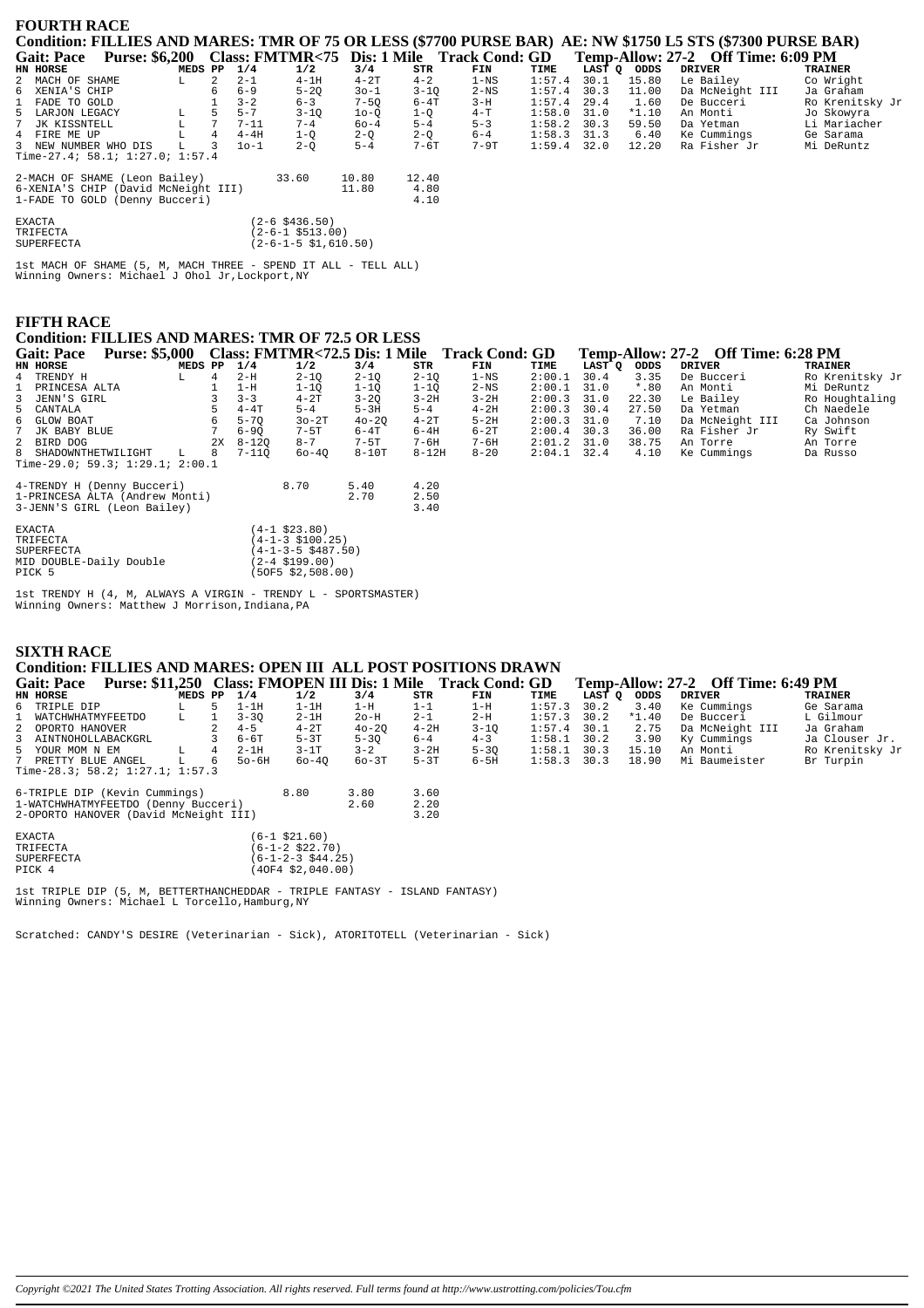## FOURTH RACE

**Condition: FILLIES AND MARES: TMR OF 75 OR LESS ($7700 PURSE BAR) AE: NW $1750 L5 STS ($7300 PURSE BAR)**

**Gait: Pace Purse: $6,200 Class: FMTMR<75 Dis: 1 Mile Track Cond: GD Temp-Allow: 27-2 Off Time: 6:09 PM**

| HN | HORSE | MEDS | PP | 1/4 | 1/2 | 3/4 | STR | FIN | TIME | LAST Q | ODDS | DRIVER | TRAINER |
|---|---|---|---|---|---|---|---|---|---|---|---|---|---|
| 2 | MACH OF SHAME | L | 2 | 2-1 | 4-1H | 4-2T | 4-2 | 1-NS | 1:57.4 | 30.1 | 15.80 | Le Bailey | Co Wright |
| 6 | XENIA'S CHIP | | 6 | 6-9 | 5-2Q | 3o-1 | 3-1Q | 2-NS | 1:57.4 | 30.3 | 11.00 | Da McNeight III | Ja Graham |
| 1 | FADE TO GOLD | | 1 | 3-2 | 6-3 | 7-5Q | 6-4T | 3-H | 1:57.4 | 29.4 | 1.60 | De Bucceri | Ro Krenitsky Jr |
| 5 | LARJON LEGACY | L | 5 | 5-7 | 3-1Q | 1o-Q | 1-Q | 4-T | 1:58.0 | 31.0 | *1.10 | An Monti | Jo Skowyra |
| 7 | JK KISSNTELL | L | 7 | 7-11 | 7-4 | 6o-4 | 5-4 | 5-3 | 1:58.2 | 30.3 | 59.50 | Da Yetman | Li Mariacher |
| 4 | FIRE ME UP | L | 4 | 4-4H | 1-Q | 2-Q | 2-Q | 6-4 | 1:58.3 | 31.3 | 6.40 | Ke Cummings | Ge Sarama |
| 3 | NEW NUMBER WHO DIS | L | 3 | 1o-1 | 2-Q | 5-4 | 7-6T | 7-9T | 1:59.4 | 32.0 | 12.20 | Ra Fisher Jr | Mi DeRuntz |

Time-27.4; 58.1; 1:27.0; 1:57.4

| | | | |
|---|---|---|---|
| 2-MACH OF SHAME (Leon Bailey) | 33.60 | 10.80 | 12.40 |
| 6-XENIA'S CHIP (David McNeight III) | | 11.80 | 4.80 |
| 1-FADE TO GOLD (Denny Bucceri) | | | 4.10 |

| | |
|---|---|
| EXACTA | (2-6 $436.50) |
| TRIFECTA | (2-6-1 $513.00) |
| SUPERFECTA | (2-6-1-5 $1,610.50) |

1st MACH OF SHAME (5, M, MACH THREE - SPEND IT ALL - TELL ALL)
Winning Owners: Michael J Ohol Jr,Lockport,NY

## FIFTH RACE

**Condition: FILLIES AND MARES: TMR OF 72.5 OR LESS**

**Gait: Pace Purse: $5,000 Class: FMTMR<72.5 Dis: 1 Mile Track Cond: GD Temp-Allow: 27-2 Off Time: 6:28 PM**

| HN | HORSE | MEDS | PP | 1/4 | 1/2 | 3/4 | STR | FIN | TIME | LAST Q | ODDS | DRIVER | TRAINER |
|---|---|---|---|---|---|---|---|---|---|---|---|---|---|
| 4 | TRENDY H | L | 4 | 2-H | 2-1Q | 2-1Q | 2-1Q | 1-NS | 2:00.1 | 30.4 | 3.35 | De Bucceri | Ro Krenitsky Jr |
| 1 | PRINCESA ALTA | | 1 | 1-H | 1-1Q | 1-1Q | 1-1Q | 2-NS | 2:00.1 | 31.0 | *.80 | An Monti | Mi DeRuntz |
| 3 | JENN'S GIRL | | 3 | 3-3 | 4-2T | 3-2Q | 3-2H | 3-2H | 2:00.3 | 31.0 | 22.30 | Le Bailey | Ro Houghtaling |
| 5 | CANTALA | | 5 | 4-4T | 5-4 | 5-3H | 5-4 | 4-2H | 2:00.3 | 30.4 | 27.50 | Da Yetman | Ch Naedele |
| 6 | GLOW BOAT | | 6 | 5-7Q | 3o-2T | 4o-2Q | 4-2T | 5-2H | 2:00.3 | 31.0 | 7.10 | Da McNeight III | Ca Johnson |
| 7 | JK BABY BLUE | | 7 | 6-9Q | 7-5T | 6-4T | 6-4H | 6-2T | 2:00.4 | 30.3 | 36.00 | Ra Fisher Jr | Ry Swift |
| 2 | BIRD DOG | | 2X | 8-12Q | 8-7 | 7-5T | 7-6H | 7-6H | 2:01.2 | 31.0 | 38.75 | An Torre | An Torre |
| 8 | SHADOWNTHETWILIGHT | L | 8 | 7-11Q | 6o-4Q | 8-10T | 8-12H | 8-20 | 2:04.1 | 32.4 | 4.10 | Ke Cummings | Da Russo |

Time-29.0; 59.3; 1:29.1; 2:00.1

| | | | |
|---|---|---|---|
| 4-TRENDY H (Denny Bucceri) | 8.70 | 5.40 | 4.20 |
| 1-PRINCESA ALTA (Andrew Monti) | | 2.70 | 2.50 |
| 3-JENN'S GIRL (Leon Bailey) | | | 3.40 |

| | |
|---|---|
| EXACTA | (4-1 $23.80) |
| TRIFECTA | (4-1-3 $100.25) |
| SUPERFECTA | (4-1-3-5 $487.50) |
| MID DOUBLE-Daily Double | (2-4 $199.00) |
| PICK 5 | (5OF5 $2,508.00) |

1st TRENDY H (4, M, ALWAYS A VIRGIN - TRENDY L - SPORTSMASTER)
Winning Owners: Matthew J Morrison,Indiana,PA

## SIXTH RACE

**Condition: FILLIES AND MARES: OPEN III ALL POST POSITIONS DRAWN**

**Gait: Pace Purse: $11,250 Class: FMOPEN III Dis: 1 Mile Track Cond: GD Temp-Allow: 27-2 Off Time: 6:49 PM**

| HN | HORSE | MEDS | PP | 1/4 | 1/2 | 3/4 | STR | FIN | TIME | LAST Q | ODDS | DRIVER | TRAINER |
|---|---|---|---|---|---|---|---|---|---|---|---|---|---|
| 6 | TRIPLE DIP | L | 5 | 1-1H | 1-1H | 1-H | 1-1 | 1-H | 1:57.3 | 30.2 | 3.40 | Ke Cummings | Ge Sarama |
| 1 | WATCHWHATMYFEETDO | L | 1 | 3-3Q | 2-1H | 2o-H | 2-1 | 2-H | 1:57.3 | 30.2 | *1.40 | De Bucceri | L Gilmour |
| 2 | OPORTO HANOVER | | 2 | 4-5 | 4-2T | 4o-2Q | 4-2H | 3-1Q | 1:57.4 | 30.1 | 2.75 | Da McNeight III | Ja Graham |
| 3 | AINTNOHOLLABACKGRL | | 3 | 6-6T | 5-3T | 5-3Q | 6-4 | 4-3 | 1:58.1 | 30.2 | 3.90 | Ky Cummings | Ja Clouser Jr. |
| 5 | YOUR MOM N EM | L | 4 | 2-1H | 3-1T | 3-2 | 3-2H | 5-3Q | 1:58.1 | 30.3 | 15.10 | An Monti | Ro Krenitsky Jr |
| 7 | PRETTY BLUE ANGEL | L | 6 | 5o-6H | 6o-4Q | 6o-3T | 5-3T | 6-5H | 1:58.3 | 30.3 | 18.90 | Mi Baumeister | Br Turpin |

Time-28.3; 58.2; 1:27.1; 1:57.3

| | | | |
|---|---|---|---|
| 6-TRIPLE DIP (Kevin Cummings) | 8.80 | 3.80 | 3.60 |
| 1-WATCHWHATMYFEETDO (Denny Bucceri) | | 2.60 | 2.20 |
| 2-OPORTO HANOVER (David McNeight III) | | | 3.20 |

| | |
|---|---|
| EXACTA | (6-1 $21.60) |
| TRIFECTA | (6-1-2 $22.70) |
| SUPERFECTA | (6-1-2-3 $44.25) |
| PICK 4 | (4OF4 $2,040.00) |

1st TRIPLE DIP (5, M, BETTERTHANCHEDDAR - TRIPLE FANTASY - ISLAND FANTASY)
Winning Owners: Michael L Torcello,Hamburg,NY

Scratched: CANDY'S DESIRE (Veterinarian - Sick), ATORITOTELL (Veterinarian - Sick)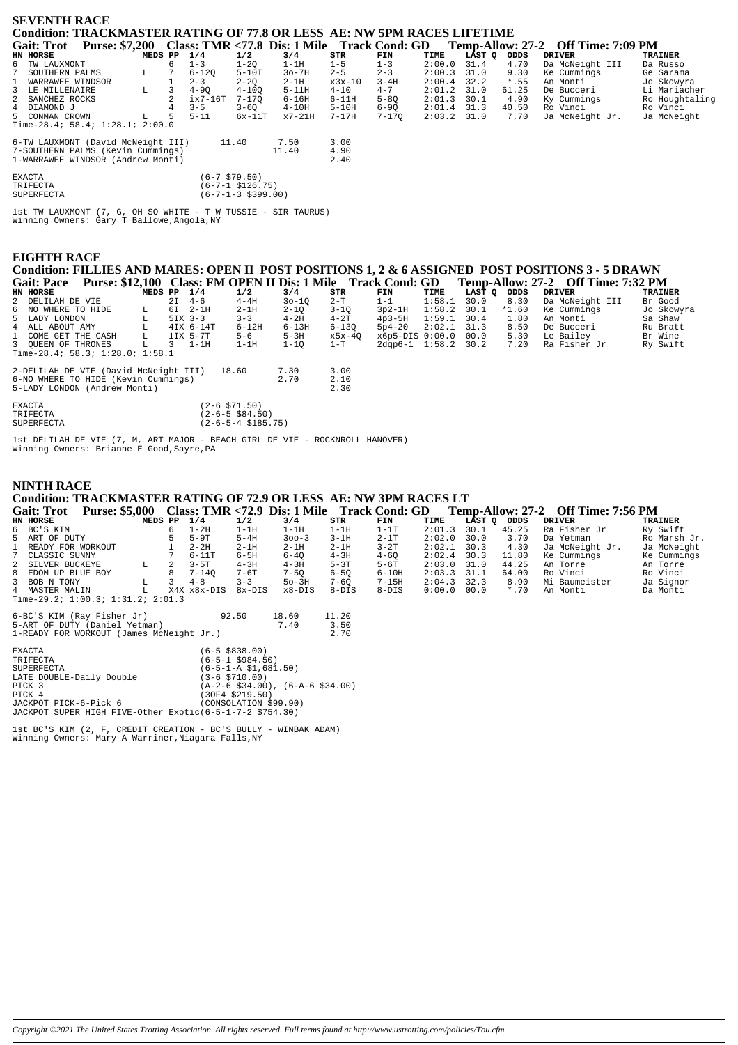## SEVENTH RACE

### Condition: TRACKMASTER RATING OF 77.8 OR LESS AE: NW 5PM RACES LIFETIME

**Gait: Trot Purse: $7,200 Class: TMR <77.8 Dis: 1 Mile Track Cond: GD Temp-Allow: 27-2 Off Time: 7:09 PM**

| HN | HORSE | MEDS | PP | 1/4 | 1/2 | 3/4 | STR | FIN | TIME | LAST Q | ODDS | DRIVER | TRAINER |
|---|---|---|---|---|---|---|---|---|---|---|---|---|---|
| 6 | TW LAUXMONT | | 6 | 1-3 | 1-2Q | 1-1H | 1-5 | 1-3 | 2:00.0 | 31.4 | 4.70 | Da McNeight III | Da Russo |
| 7 | SOUTHERN PALMS | L | 7 | 6-12Q | 5-10T | 3o-7H | 2-5 | 2-3 | 2:00.3 | 31.0 | 9.30 | Ke Cummings | Ge Sarama |
| 1 | WARRAWEE WINDSOR | | 1 | 2-3 | 2-2Q | 2-1H | x3x-10 | 3-4H | 2:00.4 | 32.2 | *.55 | An Monti | Jo Skowyra |
| 3 | LE MILLENAIRE | L | 3 | 4-9Q | 4-10Q | 5-11H | 4-10 | 4-7 | 2:01.2 | 31.0 | 61.25 | De Bucceri | Li Mariacher |
| 2 | SANCHEZ ROCKS | | 2 | ix7-16T | 7-17Q | 6-16H | 6-11H | 5-8Q | 2:01.3 | 30.1 | 4.90 | Ky Cummings | Ro Houghtaling |
| 4 | DIAMOND J | | 4 | 3-5 | 3-6Q | 4-10H | 5-10H | 6-9Q | 2:01.4 | 31.3 | 40.50 | Ro Vinci | Ro Vinci |
| 5 | CONMAN CROWN | L | 5 | 5-11 | 6x-11T | x7-21H | 7-17H | 7-17Q | 2:03.2 | 31.0 | 7.70 | Ja McNeight Jr. | Ja McNeight |

Time-28.4; 58.4; 1:28.1; 2:00.0

| | | | |
|---|---|---|---|
| 6-TW LAUXMONT (David McNeight III) | 11.40 | 7.50 | 3.00 |
| 7-SOUTHERN PALMS (Kevin Cummings) | | 11.40 | 4.90 |
| 1-WARRAWEE WINDSOR (Andrew Monti) | | | 2.40 |

| | |
|---|---|
| EXACTA | (6-7 $79.50) |
| TRIFECTA | (6-7-1 $126.75) |
| SUPERFECTA | (6-7-1-3 $399.00) |

1st TW LAUXMONT (7, G, OH SO WHITE - T W TUSSIE - SIR TAURUS)
Winning Owners: Gary T Ballowe,Angola,NY

## EIGHTH RACE

### Condition: FILLIES AND MARES: OPEN II POST POSITIONS 1, 2 & 6 ASSIGNED POST POSITIONS 3 - 5 DRAWN

**Gait: Pace Purse: $12,100 Class: FM OPEN II Dis: 1 Mile Track Cond: GD Temp-Allow: 27-2 Off Time: 7:32 PM**

| HN | HORSE | MEDS | PP | 1/4 | 1/2 | 3/4 | STR | FIN | TIME | LAST Q | ODDS | DRIVER | TRAINER |
|---|---|---|---|---|---|---|---|---|---|---|---|---|---|
| 2 | DELILAH DE VIE | | 2I | 4-6 | 4-4H | 3o-1Q | 2-T | 1-1 | 1:58.1 | 30.0 | 8.30 | Da McNeight III | Br Good |
| 6 | NO WHERE TO HIDE | L | 6I | 2-1H | 2-1H | 2-1Q | 3-1Q | 3p2-1H | 1:58.2 | 30.1 | *1.60 | Ke Cummings | Jo Skowyra |
| 5 | LADY LONDON | L | 5IX | 3-3 | 3-3 | 4-2H | 4-2T | 4p3-5H | 1:59.1 | 30.4 | 1.80 | An Monti | Sa Shaw |
| 4 | ALL ABOUT AMY | L | 4IX | 6-14T | 6-12H | 6-13H | 6-13Q | 5p4-20 | 2:02.1 | 31.3 | 8.50 | De Bucceri | Ru Bratt |
| 1 | COME GET THE CASH | L | 1IX | 5-7T | 5-6 | 5-3H | x5x-4Q | x6p5-DIS | 0:00.0 | 00.0 | 5.30 | Le Bailey | Br Wine |
| 3 | QUEEN OF THRONES | L | 3 | 1-1H | 1-1H | 1-1Q | 1-T | 2dqp6-1 | 1:58.2 | 30.2 | 7.20 | Ra Fisher Jr | Ry Swift |

Time-28.4; 58.3; 1:28.0; 1:58.1

| | | | |
|---|---|---|---|
| 2-DELILAH DE VIE (David McNeight III) | 18.60 | 7.30 | 3.00 |
| 6-NO WHERE TO HIDE (Kevin Cummings) | | 2.70 | 2.10 |
| 5-LADY LONDON (Andrew Monti) | | | 2.30 |

| | |
|---|---|
| EXACTA | (2-6 $71.50) |
| TRIFECTA | (2-6-5 $84.50) |
| SUPERFECTA | (2-6-5-4 $185.75) |

1st DELILAH DE VIE (7, M, ART MAJOR - BEACH GIRL DE VIE - ROCKNROLL HANOVER)
Winning Owners: Brianne E Good,Sayre,PA

## NINTH RACE

### Condition: TRACKMASTER RATING OF 72.9 OR LESS AE: NW 3PM RACES LT

**Gait: Trot Purse: $5,000 Class: TMR <72.9 Dis: 1 Mile Track Cond: GD Temp-Allow: 27-2 Off Time: 7:56 PM**

| HN | HORSE | MEDS | PP | 1/4 | 1/2 | 3/4 | STR | FIN | TIME | LAST Q | ODDS | DRIVER | TRAINER |
|---|---|---|---|---|---|---|---|---|---|---|---|---|---|
| 6 | BC'S KIM | | 6 | 1-2H | 1-1H | 1-1H | 1-1H | 1-1T | 2:01.3 | 30.1 | 45.25 | Ra Fisher Jr | Ry Swift |
| 5 | ART OF DUTY | | 5 | 5-9T | 5-4H | 3oo-3 | 3-1H | 2-1T | 2:02.0 | 30.0 | 3.70 | Da Yetman | Ro Marsh Jr. |
| 1 | READY FOR WORKOUT | | 1 | 2-2H | 2-1H | 2-1H | 2-1H | 3-2T | 2:02.1 | 30.3 | 4.30 | Ja McNeight Jr. | Ja McNeight |
| 7 | CLASSIC SUNNY | | 7 | 6-11T | 6-5H | 6-4Q | 4-3H | 4-6Q | 2:02.4 | 30.3 | 11.80 | Ke Cummings | Ke Cummings |
| 2 | SILVER BUCKEYE | L | 2 | 3-5T | 4-3H | 4-3H | 5-3T | 5-6T | 2:03.0 | 31.0 | 44.25 | An Torre | An Torre |
| 8 | EDOM UP BLUE BOY | | 8 | 7-14Q | 7-6T | 7-5Q | 6-5Q | 6-10H | 2:03.3 | 31.1 | 64.00 | Ro Vinci | Ro Vinci |
| 3 | BOB N TONY | L | 3 | 4-8 | 3-3 | 5o-3H | 7-6Q | 7-15H | 2:04.3 | 32.3 | 8.90 | Mi Baumeister | Ja Signor |
| 4 | MASTER MALIN | L | X4X | x8x-DIS | 8x-DIS | x8-DIS | 8-DIS | 8-DIS | 0:00.0 | 00.0 | *.70 | An Monti | Da Monti |

Time-29.2; 1:00.3; 1:31.2; 2:01.3

| | | | |
|---|---|---|---|
| 6-BC'S KIM (Ray Fisher Jr) | 92.50 | 18.60 | 11.20 |
| 5-ART OF DUTY (Daniel Yetman) | | 7.40 | 3.50 |
| 1-READY FOR WORKOUT (James McNeight Jr.) | | | 2.70 |

| | |
|---|---|
| EXACTA | (6-5 $838.00) |
| TRIFECTA | (6-5-1 $984.50) |
| SUPERFECTA | (6-5-1-A $1,681.50) |
| LATE DOUBLE-Daily Double | (3-6 $710.00) |
| PICK 3 | (A-2-6 $34.00), (6-A-6 $34.00) |
| PICK 4 | (3OF4 $219.50) |
| JACKPOT PICK-6-Pick 6 | (CONSOLATION $99.90) |
| JACKPOT SUPER HIGH FIVE-Other Exotic | (6-5-1-7-2 $754.30) |

1st BC'S KIM (2, F, CREDIT CREATION - BC'S BULLY - WINBAK ADAM)
Winning Owners: Mary A Warriner,Niagara Falls,NY

*Copyright ©2021 The United States Trotting Association. All rights reserved. Full terms found at http://www.ustrotting.com/policies/Tou.cfm*